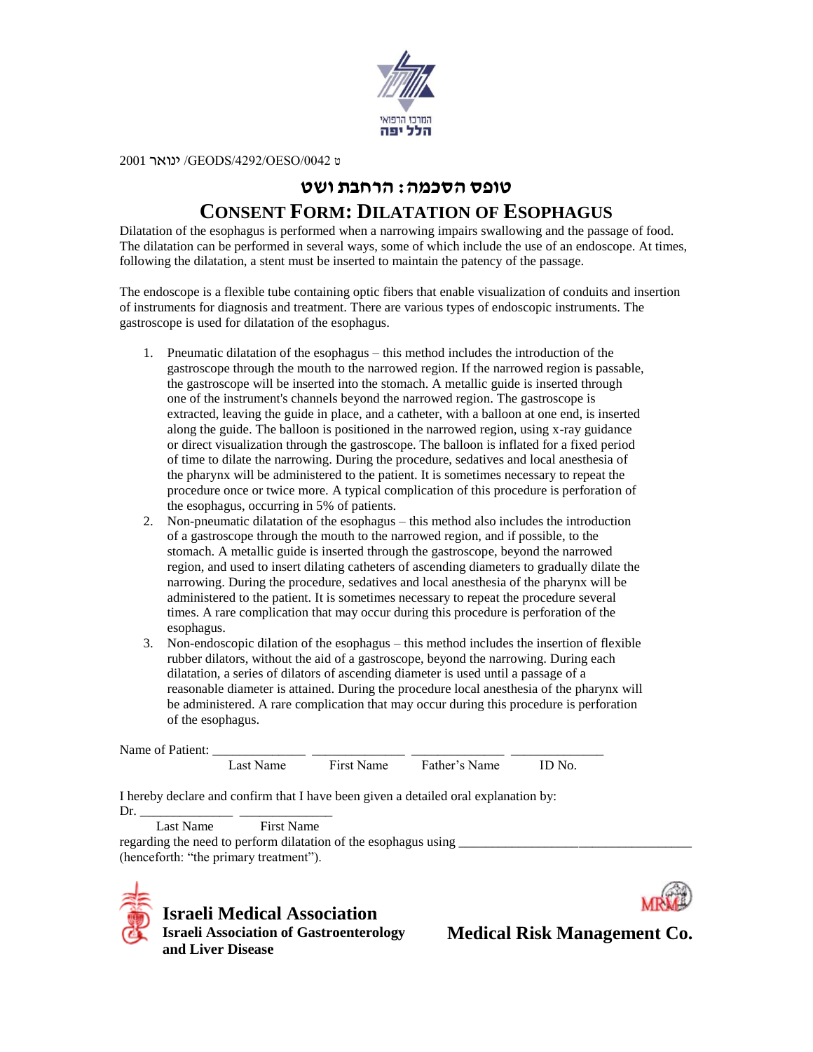המרכז הרפואי הלל יפה

ט 2001 ינואר /GEODS/4292/OESO/0042

# טופס הסכמה: הרחבת ושט

# CONSENT FORM: DILATATION OF ESOPHAGUS

Dilatation of the esophagus is performed when a narrowing impairs swallowing and the passage of food. The dilatation can be performed in several ways, some of which include the use of an endoscope. At times, following the dilatation, a stent must be inserted to maintain the patency of the passage.

The endoscope is a flexible tube containing optic fibers that enable visualization of conduits and insertion of instruments for diagnosis and treatment. There are various types of endoscopic instruments. The gastroscope is used for dilatation of the esophagus.

1. Pneumatic dilatation of the esophagus – this method includes the introduction of the gastroscope through the mouth to the narrowed region. If the narrowed region is passable, the gastroscope will be inserted into the stomach. A metallic guide is inserted through one of the instrument's channels beyond the narrowed region. The gastroscope is extracted, leaving the guide in place, and a catheter, with a balloon at one end, is inserted along the guide. The balloon is positioned in the narrowed region, using x-ray guidance or direct visualization through the gastroscope. The balloon is inflated for a fixed period of time to dilate the narrowing. During the procedure, sedatives and local anesthesia of the pharynx will be administered to the patient. It is sometimes necessary to repeat the procedure once or twice more. A typical complication of this procedure is perforation of the esophagus, occurring in 5% of patients.
2. Non-pneumatic dilatation of the esophagus – this method also includes the introduction of a gastroscope through the mouth to the narrowed region, and if possible, to the stomach. A metallic guide is inserted through the gastroscope, beyond the narrowed region, and used to insert dilating catheters of ascending diameters to gradually dilate the narrowing. During the procedure, sedatives and local anesthesia of the pharynx will be administered to the patient. It is sometimes necessary to repeat the procedure several times. A rare complication that may occur during this procedure is perforation of the esophagus.
3. Non-endoscopic dilation of the esophagus – this method includes the insertion of flexible rubber dilators, without the aid of a gastroscope, beyond the narrowing. During each dilatation, a series of dilators of ascending diameter is used until a passage of a reasonable diameter is attained. During the procedure local anesthesia of the pharynx will be administered. A rare complication that may occur during this procedure is perforation of the esophagus.

Name of Patient: ______________ ______________ ______________ ______________
Last Name First Name Father's Name ID No.

I hereby declare and confirm that I have been given a detailed oral explanation by:
Dr. ______________ ______________
Last Name First Name
regarding the need to perform dilatation of the esophagus using ____________________________________
(henceforth: "the primary treatment").

**Israeli Medical Association**
**Israeli Association of Gastroenterology and Liver Disease**

**Medical Risk Management Co.**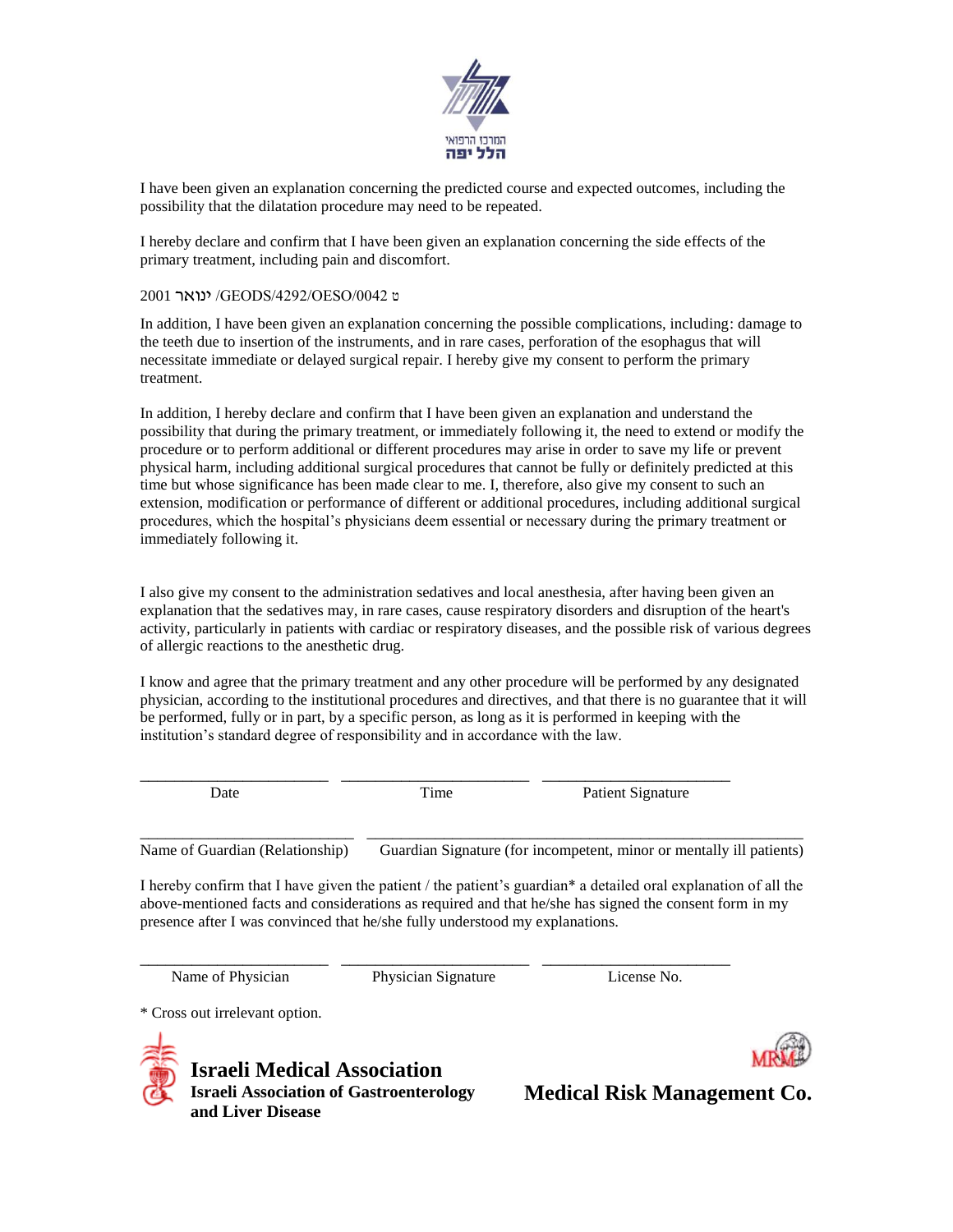המרכז הרפואי
הלל יפה

I have been given an explanation concerning the predicted course and expected outcomes, including the possibility that the dilatation procedure may need to be repeated.

I hereby declare and confirm that I have been given an explanation concerning the side effects of the primary treatment, including pain and discomfort.

2001 ינואר /GEODS/4292/OESO/0042 ט

In addition, I have been given an explanation concerning the possible complications, including: damage to the teeth due to insertion of the instruments, and in rare cases, perforation of the esophagus that will necessitate immediate or delayed surgical repair. I hereby give my consent to perform the primary treatment.

In addition, I hereby declare and confirm that I have been given an explanation and understand the possibility that during the primary treatment, or immediately following it, the need to extend or modify the procedure or to perform additional or different procedures may arise in order to save my life or prevent physical harm, including additional surgical procedures that cannot be fully or definitely predicted at this time but whose significance has been made clear to me. I, therefore, also give my consent to such an extension, modification or performance of different or additional procedures, including additional surgical procedures, which the hospital's physicians deem essential or necessary during the primary treatment or immediately following it.

I also give my consent to the administration sedatives and local anesthesia, after having been given an explanation that the sedatives may, in rare cases, cause respiratory disorders and disruption of the heart's activity, particularly in patients with cardiac or respiratory diseases, and the possible risk of various degrees of allergic reactions to the anesthetic drug.

I know and agree that the primary treatment and any other procedure will be performed by any designated physician, according to the institutional procedures and directives, and that there is no guarantee that it will be performed, fully or in part, by a specific person, as long as it is performed in keeping with the institution's standard degree of responsibility and in accordance with the law.

| _______________ | _______________ | _______________ |
|---|---|---|
| Date | Time | Patient Signature |

| _______________ | _______________ |
|---|---|
| Name of Guardian (Relationship) | Guardian Signature (for incompetent, minor or mentally ill patients) |

I hereby confirm that I have given the patient / the patient's guardian* a detailed oral explanation of all the above-mentioned facts and considerations as required and that he/she has signed the consent form in my presence after I was convinced that he/she fully understood my explanations.

| _______________ | _______________ | _______________ |
|---|---|---|
| Name of Physician | Physician Signature | License No. |

* Cross out irrelevant option.

**Israeli Medical Association**
**Israeli Association of Gastroenterology and Liver Disease**

MRM
**Medical Risk Management Co.**